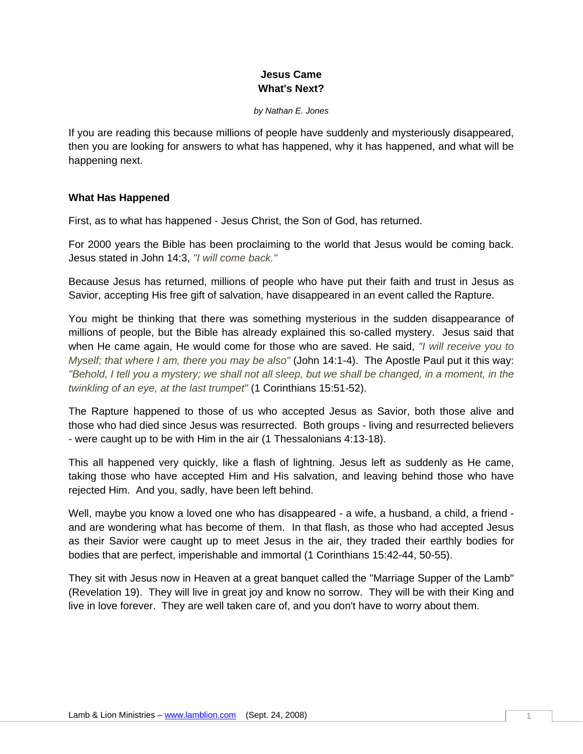# Jesus Came
# What's Next?

*by Nathan E. Jones*

If you are reading this because millions of people have suddenly and mysteriously disappeared, then you are looking for answers to what has happened, why it has happened, and what will be happening next.

## What Has Happened

First, as to what has happened - Jesus Christ, the Son of God, has returned.

For 2000 years the Bible has been proclaiming to the world that Jesus would be coming back. Jesus stated in John 14:3, *"I will come back."*

Because Jesus has returned, millions of people who have put their faith and trust in Jesus as Savior, accepting His free gift of salvation, have disappeared in an event called the Rapture.

You might be thinking that there was something mysterious in the sudden disappearance of millions of people, but the Bible has already explained this so-called mystery. Jesus said that when He came again, He would come for those who are saved. He said, *"I will receive you to Myself; that where I am, there you may be also"* (John 14:1-4). The Apostle Paul put it this way: *"Behold, I tell you a mystery; we shall not all sleep, but we shall be changed, in a moment, in the twinkling of an eye, at the last trumpet"* (1 Corinthians 15:51-52).

The Rapture happened to those of us who accepted Jesus as Savior, both those alive and those who had died since Jesus was resurrected. Both groups - living and resurrected believers - were caught up to be with Him in the air (1 Thessalonians 4:13-18).

This all happened very quickly, like a flash of lightning. Jesus left as suddenly as He came, taking those who have accepted Him and His salvation, and leaving behind those who have rejected Him. And you, sadly, have been left behind.

Well, maybe you know a loved one who has disappeared - a wife, a husband, a child, a friend - and are wondering what has become of them. In that flash, as those who had accepted Jesus as their Savior were caught up to meet Jesus in the air, they traded their earthly bodies for bodies that are perfect, imperishable and immortal (1 Corinthians 15:42-44, 50-55).

They sit with Jesus now in Heaven at a great banquet called the "Marriage Supper of the Lamb" (Revelation 19). They will live in great joy and know no sorrow. They will be with their King and live in love forever. They are well taken care of, and you don't have to worry about them.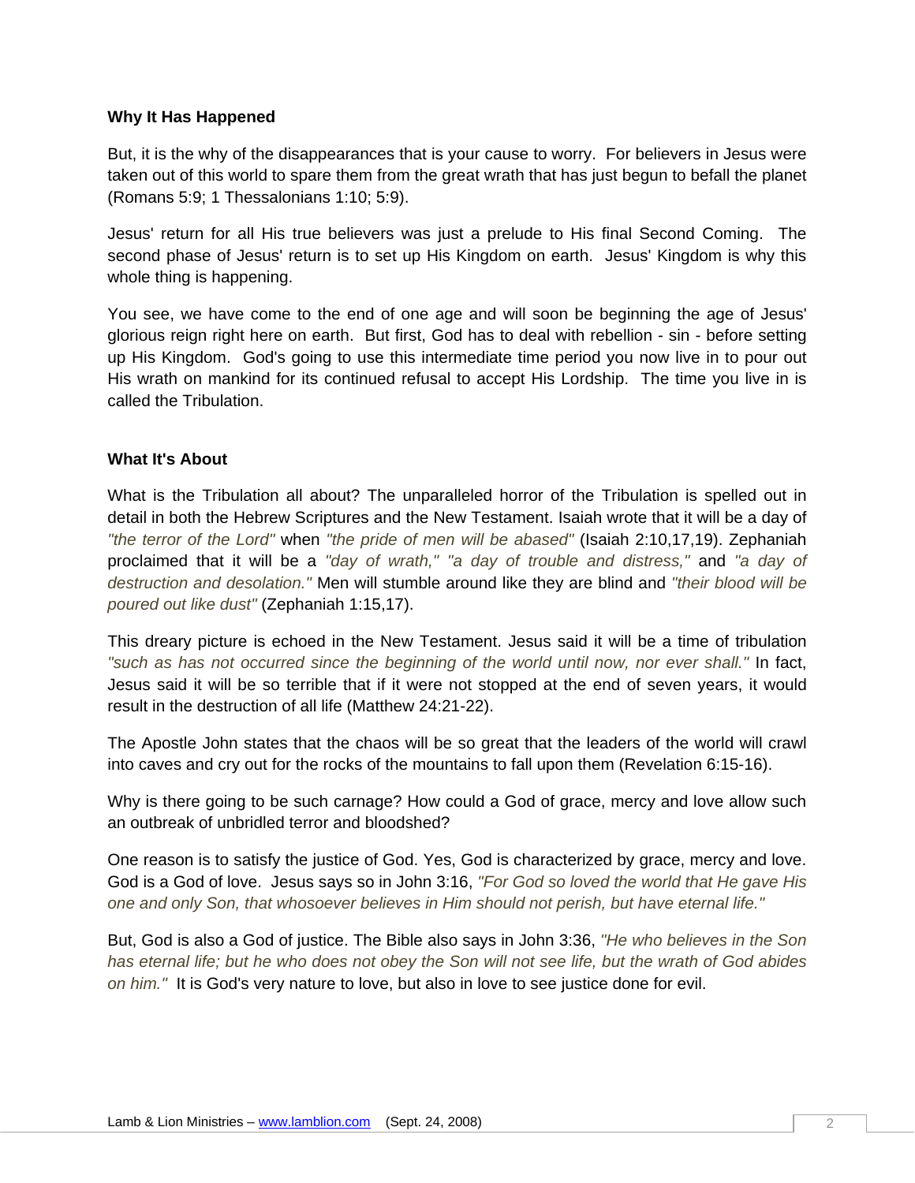**Why It Has Happened**

But, it is the why of the disappearances that is your cause to worry. For believers in Jesus were taken out of this world to spare them from the great wrath that has just begun to befall the planet (Romans 5:9; 1 Thessalonians 1:10; 5:9).

Jesus' return for all His true believers was just a prelude to His final Second Coming. The second phase of Jesus' return is to set up His Kingdom on earth. Jesus' Kingdom is why this whole thing is happening.

You see, we have come to the end of one age and will soon be beginning the age of Jesus' glorious reign right here on earth. But first, God has to deal with rebellion - sin - before setting up His Kingdom. God's going to use this intermediate time period you now live in to pour out His wrath on mankind for its continued refusal to accept His Lordship. The time you live in is called the Tribulation.

**What It's About**

What is the Tribulation all about? The unparalleled horror of the Tribulation is spelled out in detail in both the Hebrew Scriptures and the New Testament. Isaiah wrote that it will be a day of *"the terror of the Lord"* when *"the pride of men will be abased"* (Isaiah 2:10,17,19). Zephaniah proclaimed that it will be a *"day of wrath," "a day of trouble and distress,"* and *"a day of destruction and desolation."* Men will stumble around like they are blind and *"their blood will be poured out like dust"* (Zephaniah 1:15,17).

This dreary picture is echoed in the New Testament. Jesus said it will be a time of tribulation *"such as has not occurred since the beginning of the world until now, nor ever shall."* In fact, Jesus said it will be so terrible that if it were not stopped at the end of seven years, it would result in the destruction of all life (Matthew 24:21-22).

The Apostle John states that the chaos will be so great that the leaders of the world will crawl into caves and cry out for the rocks of the mountains to fall upon them (Revelation 6:15-16).

Why is there going to be such carnage? How could a God of grace, mercy and love allow such an outbreak of unbridled terror and bloodshed?

One reason is to satisfy the justice of God. Yes, God is characterized by grace, mercy and love. God is a God of love. Jesus says so in John 3:16, *"For God so loved the world that He gave His one and only Son, that whosoever believes in Him should not perish, but have eternal life."*

But, God is also a God of justice. The Bible also says in John 3:36, *"He who believes in the Son has eternal life; but he who does not obey the Son will not see life, but the wrath of God abides on him."* It is God's very nature to love, but also in love to see justice done for evil.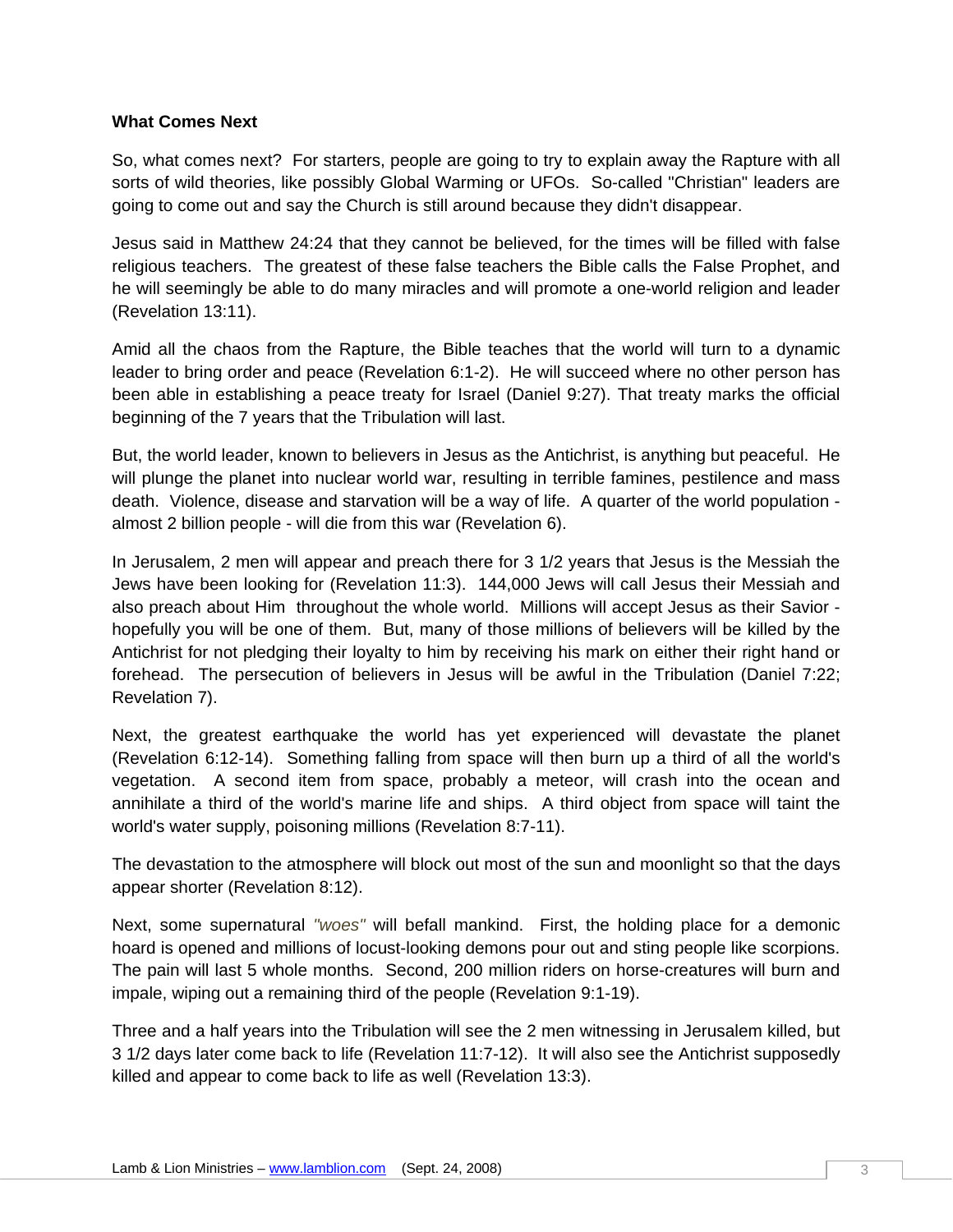**What Comes Next**

So, what comes next? For starters, people are going to try to explain away the Rapture with all sorts of wild theories, like possibly Global Warming or UFOs. So-called "Christian" leaders are going to come out and say the Church is still around because they didn't disappear.

Jesus said in Matthew 24:24 that they cannot be believed, for the times will be filled with false religious teachers. The greatest of these false teachers the Bible calls the False Prophet, and he will seemingly be able to do many miracles and will promote a one-world religion and leader (Revelation 13:11).

Amid all the chaos from the Rapture, the Bible teaches that the world will turn to a dynamic leader to bring order and peace (Revelation 6:1-2). He will succeed where no other person has been able in establishing a peace treaty for Israel (Daniel 9:27). That treaty marks the official beginning of the 7 years that the Tribulation will last.

But, the world leader, known to believers in Jesus as the Antichrist, is anything but peaceful. He will plunge the planet into nuclear world war, resulting in terrible famines, pestilence and mass death. Violence, disease and starvation will be a way of life. A quarter of the world population - almost 2 billion people - will die from this war (Revelation 6).

In Jerusalem, 2 men will appear and preach there for 3 1/2 years that Jesus is the Messiah the Jews have been looking for (Revelation 11:3). 144,000 Jews will call Jesus their Messiah and also preach about Him throughout the whole world. Millions will accept Jesus as their Savior - hopefully you will be one of them. But, many of those millions of believers will be killed by the Antichrist for not pledging their loyalty to him by receiving his mark on either their right hand or forehead. The persecution of believers in Jesus will be awful in the Tribulation (Daniel 7:22; Revelation 7).

Next, the greatest earthquake the world has yet experienced will devastate the planet (Revelation 6:12-14). Something falling from space will then burn up a third of all the world's vegetation. A second item from space, probably a meteor, will crash into the ocean and annihilate a third of the world's marine life and ships. A third object from space will taint the world's water supply, poisoning millions (Revelation 8:7-11).

The devastation to the atmosphere will block out most of the sun and moonlight so that the days appear shorter (Revelation 8:12).

Next, some supernatural *"woes"* will befall mankind. First, the holding place for a demonic hoard is opened and millions of locust-looking demons pour out and sting people like scorpions. The pain will last 5 whole months. Second, 200 million riders on horse-creatures will burn and impale, wiping out a remaining third of the people (Revelation 9:1-19).

Three and a half years into the Tribulation will see the 2 men witnessing in Jerusalem killed, but 3 1/2 days later come back to life (Revelation 11:7-12). It will also see the Antichrist supposedly killed and appear to come back to life as well (Revelation 13:3).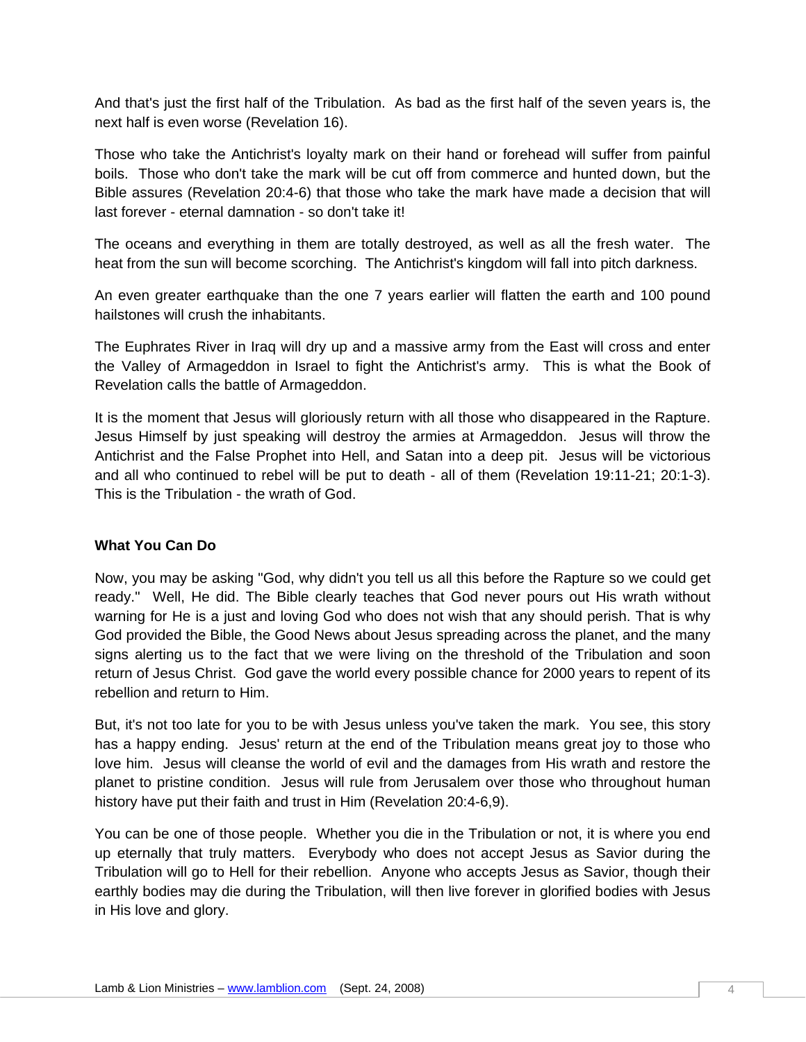And that's just the first half of the Tribulation. As bad as the first half of the seven years is, the next half is even worse (Revelation 16).

Those who take the Antichrist's loyalty mark on their hand or forehead will suffer from painful boils. Those who don't take the mark will be cut off from commerce and hunted down, but the Bible assures (Revelation 20:4-6) that those who take the mark have made a decision that will last forever - eternal damnation - so don't take it!

The oceans and everything in them are totally destroyed, as well as all the fresh water. The heat from the sun will become scorching. The Antichrist's kingdom will fall into pitch darkness.

An even greater earthquake than the one 7 years earlier will flatten the earth and 100 pound hailstones will crush the inhabitants.

The Euphrates River in Iraq will dry up and a massive army from the East will cross and enter the Valley of Armageddon in Israel to fight the Antichrist's army. This is what the Book of Revelation calls the battle of Armageddon.

It is the moment that Jesus will gloriously return with all those who disappeared in the Rapture. Jesus Himself by just speaking will destroy the armies at Armageddon. Jesus will throw the Antichrist and the False Prophet into Hell, and Satan into a deep pit. Jesus will be victorious and all who continued to rebel will be put to death - all of them (Revelation 19:11-21; 20:1-3). This is the Tribulation - the wrath of God.

**What You Can Do**

Now, you may be asking "God, why didn't you tell us all this before the Rapture so we could get ready." Well, He did. The Bible clearly teaches that God never pours out His wrath without warning for He is a just and loving God who does not wish that any should perish. That is why God provided the Bible, the Good News about Jesus spreading across the planet, and the many signs alerting us to the fact that we were living on the threshold of the Tribulation and soon return of Jesus Christ. God gave the world every possible chance for 2000 years to repent of its rebellion and return to Him.

But, it's not too late for you to be with Jesus unless you've taken the mark. You see, this story has a happy ending. Jesus' return at the end of the Tribulation means great joy to those who love him. Jesus will cleanse the world of evil and the damages from His wrath and restore the planet to pristine condition. Jesus will rule from Jerusalem over those who throughout human history have put their faith and trust in Him (Revelation 20:4-6,9).

You can be one of those people. Whether you die in the Tribulation or not, it is where you end up eternally that truly matters. Everybody who does not accept Jesus as Savior during the Tribulation will go to Hell for their rebellion. Anyone who accepts Jesus as Savior, though their earthly bodies may die during the Tribulation, will then live forever in glorified bodies with Jesus in His love and glory.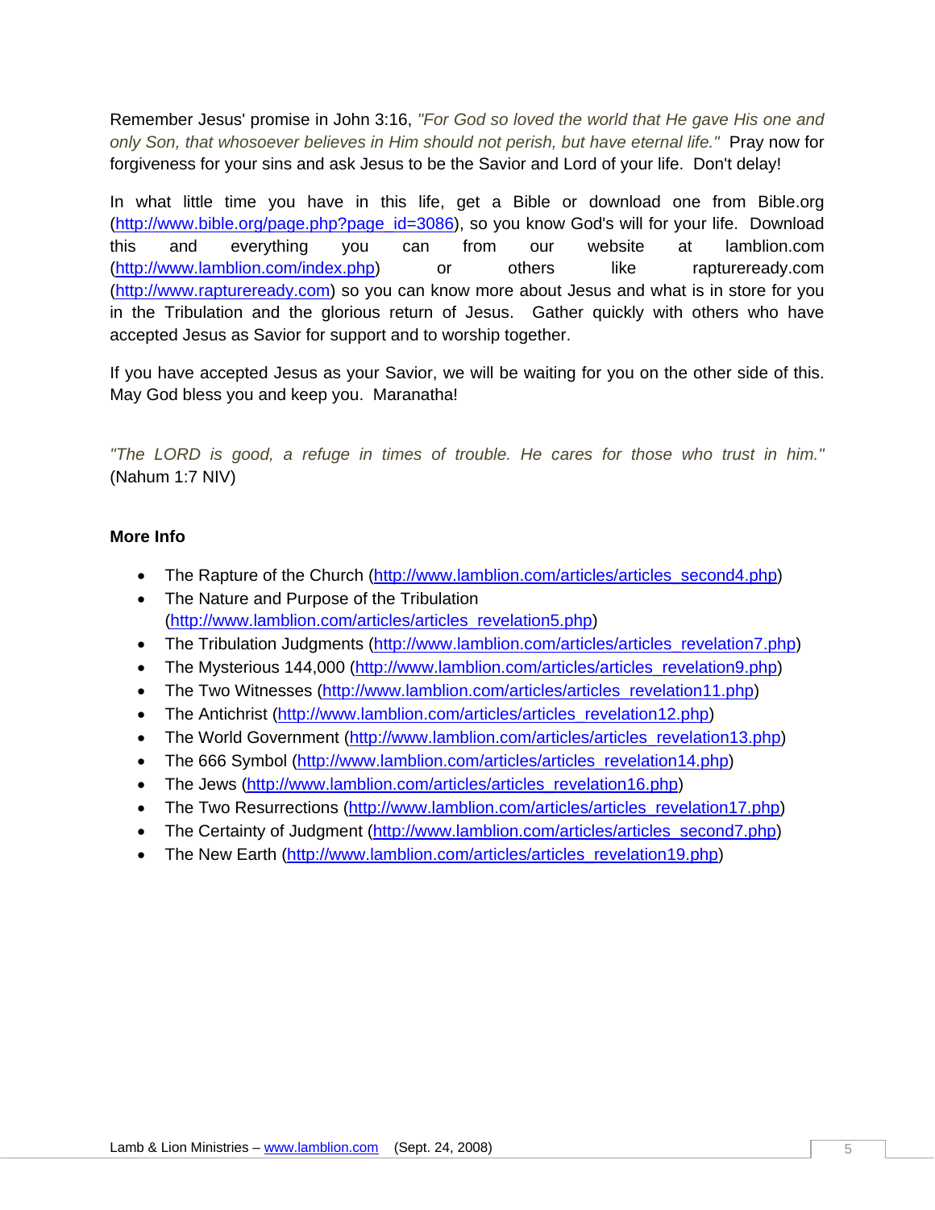Remember Jesus' promise in John 3:16, *"For God so loved the world that He gave His one and only Son, that whosoever believes in Him should not perish, but have eternal life."* Pray now for forgiveness for your sins and ask Jesus to be the Savior and Lord of your life. Don't delay!

In what little time you have in this life, get a Bible or download one from Bible.org (http://www.bible.org/page.php?page_id=3086), so you know God's will for your life. Download this and everything you can from our website at lamblion.com (http://www.lamblion.com/index.php) or others like raptureready.com (http://www.raptureready.com) so you can know more about Jesus and what is in store for you in the Tribulation and the glorious return of Jesus. Gather quickly with others who have accepted Jesus as Savior for support and to worship together.

If you have accepted Jesus as your Savior, we will be waiting for you on the other side of this. May God bless you and keep you. Maranatha!

*"The LORD is good, a refuge in times of trouble. He cares for those who trust in him."* (Nahum 1:7 NIV)

**More Info**

- The Rapture of the Church (http://www.lamblion.com/articles/articles_second4.php)
- The Nature and Purpose of the Tribulation (http://www.lamblion.com/articles/articles_revelation5.php)
- The Tribulation Judgments (http://www.lamblion.com/articles/articles_revelation7.php)
- The Mysterious 144,000 (http://www.lamblion.com/articles/articles_revelation9.php)
- The Two Witnesses (http://www.lamblion.com/articles/articles_revelation11.php)
- The Antichrist (http://www.lamblion.com/articles/articles_revelation12.php)
- The World Government (http://www.lamblion.com/articles/articles_revelation13.php)
- The 666 Symbol (http://www.lamblion.com/articles/articles_revelation14.php)
- The Jews (http://www.lamblion.com/articles/articles_revelation16.php)
- The Two Resurrections (http://www.lamblion.com/articles/articles_revelation17.php)
- The Certainty of Judgment (http://www.lamblion.com/articles/articles_second7.php)
- The New Earth (http://www.lamblion.com/articles/articles_revelation19.php)